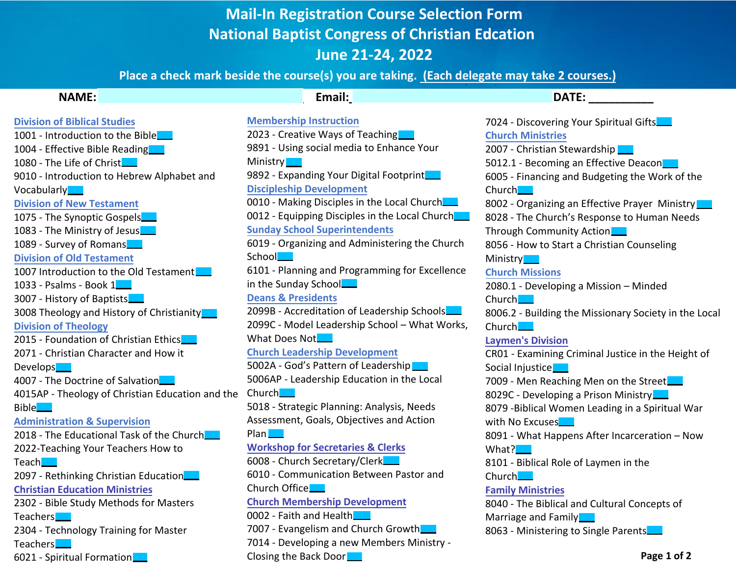# Mail-In Registration Course Selection Form

## National Baptist Congress of Christian Edcation

## June 21-24, 2022

**Place a check mark beside the course(s) you are taking. (Each delegate may take 2 courses.)**

**NAME:** **Email:** **DATE:** __________

### Division of Biblical Studies

1001 - Introduction to the Bible
1004 - Effective Bible Reading
1080 - The Life of Christ
9010 - Introduction to Hebrew Alphabet and Vocabulary

### Division of New Testament

1075 - The Synoptic Gospels
1083 - The Ministry of Jesus
1089 - Survey of Romans

### Division of Old Testament

1007 Introduction to the Old Testament
1033 - Psalms - Book 1
3007 - History of Baptists
3008 Theology and History of Christianity

### Division of Theology

2015 - Foundation of Christian Ethics
2071 - Christian Character and How it Develops
4007 - The Doctrine of Salvation
4015AP - Theology of Christian Education and the Bible

### Administration & Supervision

2018 - The Educational Task of the Church
2022-Teaching Your Teachers How to Teach
2097 - Rethinking Christian Education

### Christian Education Ministries

2302 - Bible Study Methods for Masters Teachers
2304 - Technology Training for Master Teachers
6021 - Spiritual Formation

### Membership Instruction

2023 - Creative Ways of Teaching
9891 - Using social media to Enhance Your Ministry
9892 - Expanding Your Digital Footprint

### Discipleship Development

0010 - Making Disciples in the Local Church
0012 - Equipping Disciples in the Local Church

### Sunday School Superintendents

6019 - Organizing and Administering the Church School
6101 - Planning and Programming for Excellence in the Sunday School

### Deans & Presidents

2099B - Accreditation of Leadership Schools
2099C - Model Leadership School – What Works, What Does Not

### Church Leadership Development

5002A - God's Pattern of Leadership
5006AP - Leadership Education in the Local Church
5018 - Strategic Planning: Analysis, Needs Assessment, Goals, Objectives and Action Plan

### Workshop for Secretaries & Clerks

6008 - Church Secretary/Clerk
6010 - Communication Between Pastor and Church Office

### Church Membership Development

0002 - Faith and Health
7007 - Evangelism and Church Growth
7014 - Developing a new Members Ministry - Closing the Back Door
7024 - Discovering Your Spiritual Gifts

### Church Ministries

2007 - Christian Stewardship
5012.1 - Becoming an Effective Deacon
6005 - Financing and Budgeting the Work of the Church
8002 - Organizing an Effective Prayer Ministry
8028 - The Church's Response to Human Needs Through Community Action
8056 - How to Start a Christian Counseling Ministry

### Church Missions

2080.1 - Developing a Mission – Minded Church
8006.2 - Building the Missionary Society in the Local Church

### Laymen's Division

CR01 - Examining Criminal Justice in the Height of Social Injustice
7009 - Men Reaching Men on the Street
8029C - Developing a Prison Ministry
8079 -Biblical Women Leading in a Spiritual War with No Excuses
8091 - What Happens After Incarceration – Now What?
8101 - Biblical Role of Laymen in the Church

### Family Ministries

8040 - The Biblical and Cultural Concepts of Marriage and Family
8063 - Ministering to Single Parents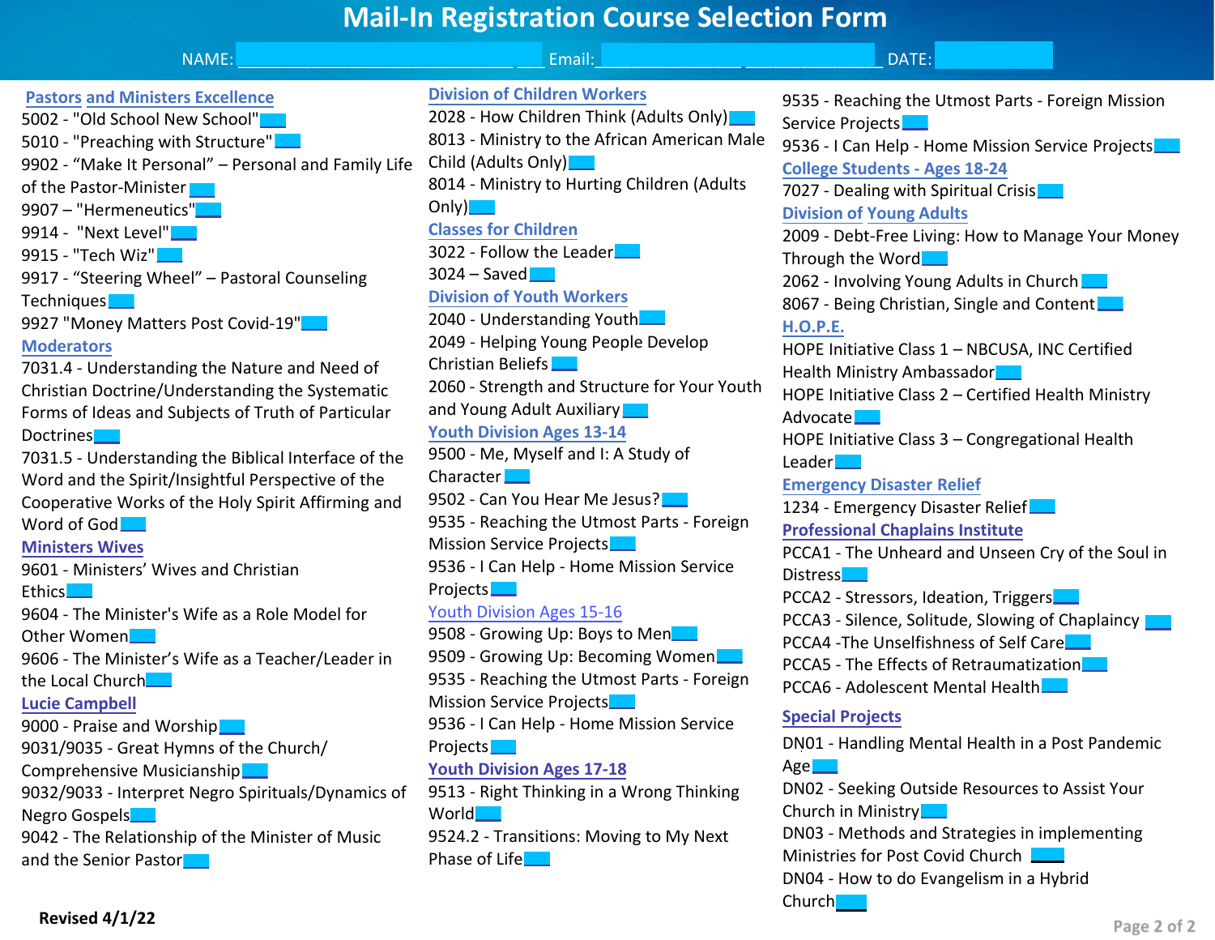# Mail-In Registration Course Selection Form

NAME: ______________________________ Email: ______________________________ DATE: __________

## Pastors and Ministers Excellence

5002 - "Old School New School"
5010 - "Preaching with Structure"
9902 - “Make It Personal” – Personal and Family Life of the Pastor-Minister
9907 – "Hermeneutics"
9914 - "Next Level"
9915 - "Tech Wiz"
9917 - “Steering Wheel” – Pastoral Counseling Techniques
9927 "Money Matters Post Covid-19"

## Moderators

7031.4 - Understanding the Nature and Need of Christian Doctrine/Understanding the Systematic Forms of Ideas and Subjects of Truth of Particular Doctrines
7031.5 - Understanding the Biblical Interface of the Word and the Spirit/Insightful Perspective of the Cooperative Works of the Holy Spirit Affirming and Word of God

## Ministers Wives

9601 - Ministers’ Wives and Christian Ethics
9604 - The Minister's Wife as a Role Model for Other Women
9606 - The Minister’s Wife as a Teacher/Leader in the Local Church

## Lucie Campbell

9000 - Praise and Worship
9031/9035 - Great Hymns of the Church/ Comprehensive Musicianship
9032/9033 - Interpret Negro Spirituals/Dynamics of Negro Gospels
9042 - The Relationship of the Minister of Music and the Senior Pastor

## Division of Children Workers

2028 - How Children Think (Adults Only)
8013 - Ministry to the African American Male Child (Adults Only)
8014 - Ministry to Hurting Children (Adults Only)

## Classes for Children

3022 - Follow the Leader
3024 – Saved

## Division of Youth Workers

2040 - Understanding Youth
2049 - Helping Young People Develop Christian Beliefs
2060 - Strength and Structure for Your Youth and Young Adult Auxiliary

## Youth Division Ages 13-14

9500 - Me, Myself and I: A Study of Character
9502 - Can You Hear Me Jesus?
9535 - Reaching the Utmost Parts - Foreign Mission Service Projects
9536 - I Can Help - Home Mission Service Projects

## Youth Division Ages 15-16

9508 - Growing Up: Boys to Men
9509 - Growing Up: Becoming Women
9535 - Reaching the Utmost Parts - Foreign Mission Service Projects
9536 - I Can Help - Home Mission Service Projects

## Youth Division Ages 17-18

9513 - Right Thinking in a Wrong Thinking World
9524.2 - Transitions: Moving to My Next Phase of Life
9535 - Reaching the Utmost Parts - Foreign Mission Service Projects
9536 - I Can Help - Home Mission Service Projects

## College Students - Ages 18-24

7027 - Dealing with Spiritual Crisis

## Division of Young Adults

2009 - Debt-Free Living: How to Manage Your Money Through the Word
2062 - Involving Young Adults in Church
8067 - Being Christian, Single and Content

## H.O.P.E.

HOPE Initiative Class 1 – NBCUSA, INC Certified Health Ministry Ambassador
HOPE Initiative Class 2 – Certified Health Ministry Advocate
HOPE Initiative Class 3 – Congregational Health Leader

## Emergency Disaster Relief

1234 - Emergency Disaster Relief

## Professional Chaplains Institute

PCCA1 - The Unheard and Unseen Cry of the Soul in Distress
PCCA2 - Stressors, Ideation, Triggers
PCCA3 - Silence, Solitude, Slowing of Chaplaincy
PCCA4 -The Unselfishness of Self Care
PCCA5 - The Effects of Retraumatization
PCCA6 - Adolescent Mental Health

## Special Projects

DN01 - Handling Mental Health in a Post Pandemic Age
DN02 - Seeking Outside Resources to Assist Your Church in Ministry
DN03 - Methods and Strategies in implementing Ministries for Post Covid Church
DN04 - How to do Evangelism in a Hybrid Church

**Revised 4/1/22**